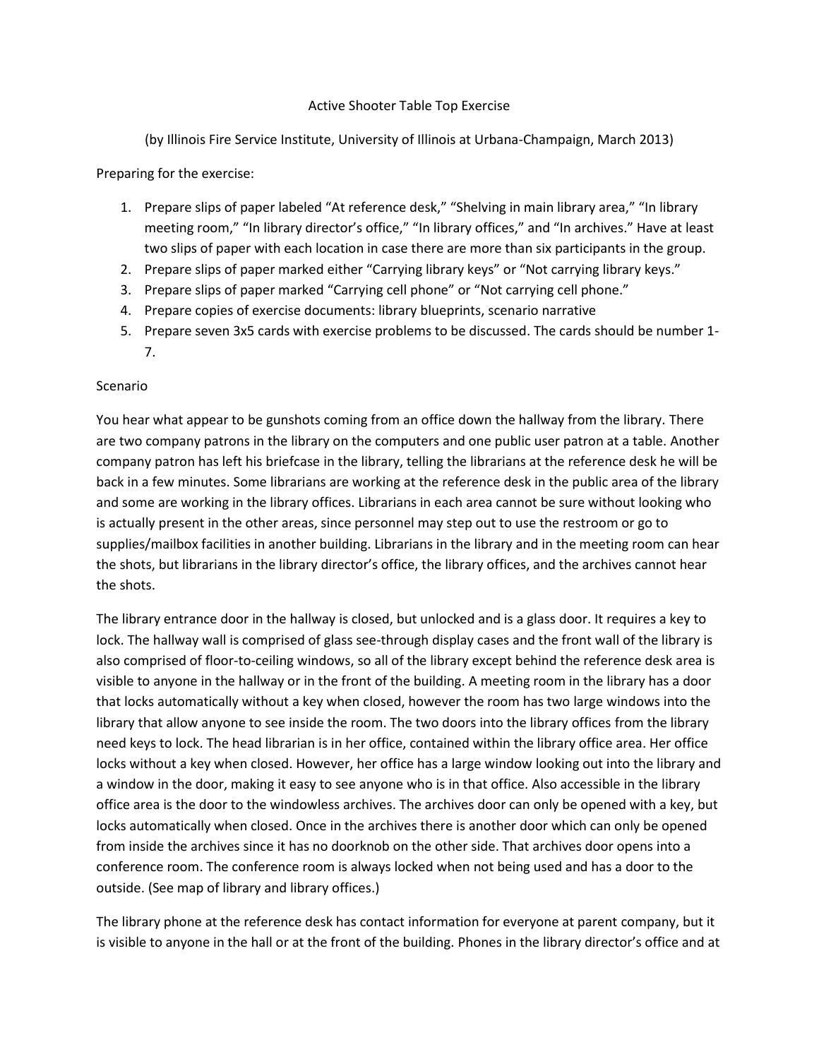# Active Shooter Table Top Exercise

(by Illinois Fire Service Institute, University of Illinois at Urbana-Champaign, March 2013)

Preparing for the exercise:

1. Prepare slips of paper labeled "At reference desk," "Shelving in main library area," "In library meeting room," "In library director's office," "In library offices," and "In archives." Have at least two slips of paper with each location in case there are more than six participants in the group.
2. Prepare slips of paper marked either "Carrying library keys" or "Not carrying library keys."
3. Prepare slips of paper marked "Carrying cell phone" or "Not carrying cell phone."
4. Prepare copies of exercise documents: library blueprints, scenario narrative
5. Prepare seven 3x5 cards with exercise problems to be discussed. The cards should be number 1-7.

## Scenario

You hear what appear to be gunshots coming from an office down the hallway from the library. There are two company patrons in the library on the computers and one public user patron at a table. Another company patron has left his briefcase in the library, telling the librarians at the reference desk he will be back in a few minutes. Some librarians are working at the reference desk in the public area of the library and some are working in the library offices. Librarians in each area cannot be sure without looking who is actually present in the other areas, since personnel may step out to use the restroom or go to supplies/mailbox facilities in another building. Librarians in the library and in the meeting room can hear the shots, but librarians in the library director's office, the library offices, and the archives cannot hear the shots.

The library entrance door in the hallway is closed, but unlocked and is a glass door. It requires a key to lock. The hallway wall is comprised of glass see-through display cases and the front wall of the library is also comprised of floor-to-ceiling windows, so all of the library except behind the reference desk area is visible to anyone in the hallway or in the front of the building. A meeting room in the library has a door that locks automatically without a key when closed, however the room has two large windows into the library that allow anyone to see inside the room. The two doors into the library offices from the library need keys to lock. The head librarian is in her office, contained within the library office area. Her office locks without a key when closed. However, her office has a large window looking out into the library and a window in the door, making it easy to see anyone who is in that office. Also accessible in the library office area is the door to the windowless archives. The archives door can only be opened with a key, but locks automatically when closed. Once in the archives there is another door which can only be opened from inside the archives since it has no doorknob on the other side. That archives door opens into a conference room. The conference room is always locked when not being used and has a door to the outside. (See map of library and library offices.)

The library phone at the reference desk has contact information for everyone at parent company, but it is visible to anyone in the hall or at the front of the building. Phones in the library director's office and at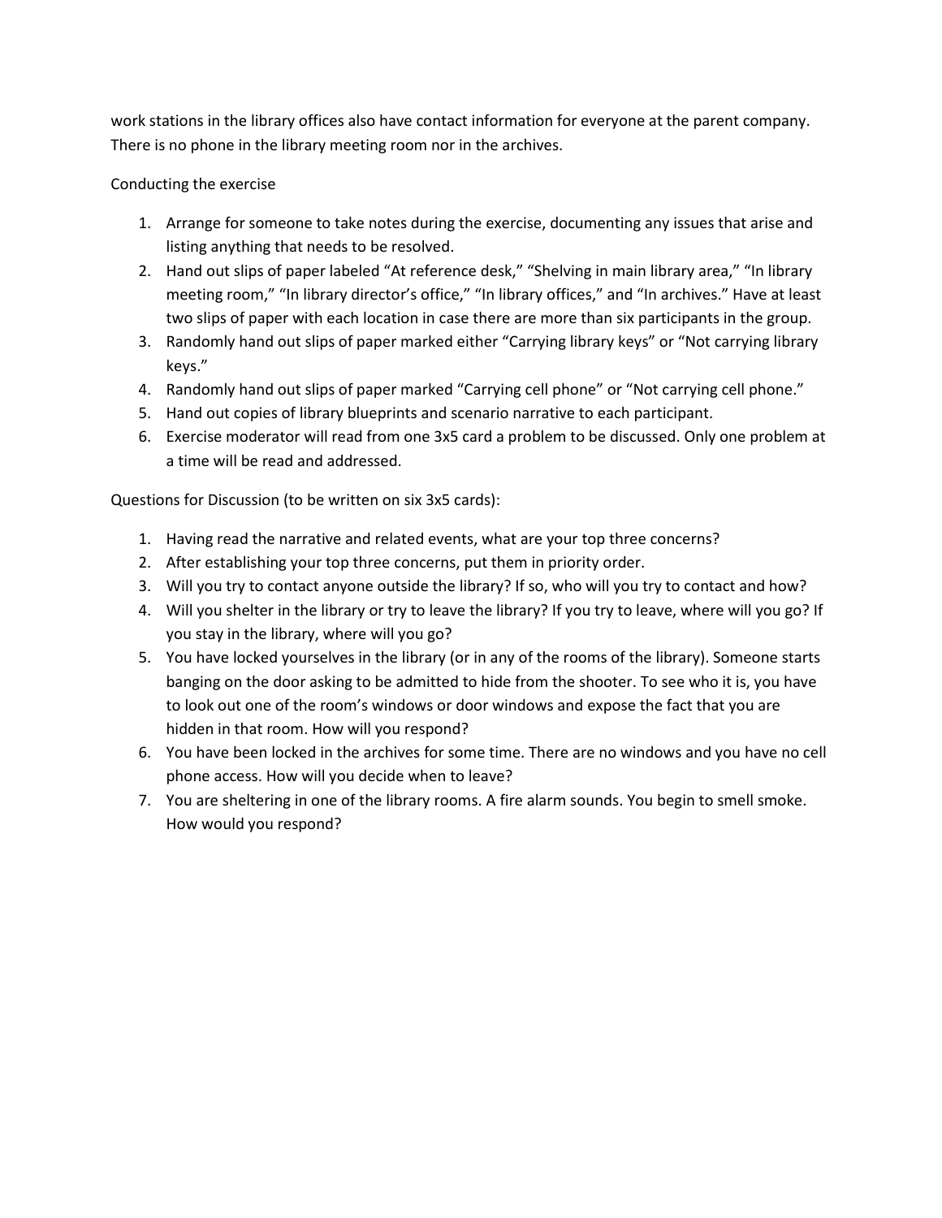work stations in the library offices also have contact information for everyone at the parent company. There is no phone in the library meeting room nor in the archives.

Conducting the exercise

1. Arrange for someone to take notes during the exercise, documenting any issues that arise and listing anything that needs to be resolved.
2. Hand out slips of paper labeled "At reference desk," "Shelving in main library area," "In library meeting room," "In library director's office," "In library offices," and "In archives." Have at least two slips of paper with each location in case there are more than six participants in the group.
3. Randomly hand out slips of paper marked either "Carrying library keys" or "Not carrying library keys."
4. Randomly hand out slips of paper marked "Carrying cell phone" or "Not carrying cell phone."
5. Hand out copies of library blueprints and scenario narrative to each participant.
6. Exercise moderator will read from one 3x5 card a problem to be discussed. Only one problem at a time will be read and addressed.

Questions for Discussion (to be written on six 3x5 cards):

1. Having read the narrative and related events, what are your top three concerns?
2. After establishing your top three concerns, put them in priority order.
3. Will you try to contact anyone outside the library? If so, who will you try to contact and how?
4. Will you shelter in the library or try to leave the library? If you try to leave, where will you go? If you stay in the library, where will you go?
5. You have locked yourselves in the library (or in any of the rooms of the library). Someone starts banging on the door asking to be admitted to hide from the shooter. To see who it is, you have to look out one of the room's windows or door windows and expose the fact that you are hidden in that room. How will you respond?
6. You have been locked in the archives for some time. There are no windows and you have no cell phone access. How will you decide when to leave?
7. You are sheltering in one of the library rooms. A fire alarm sounds. You begin to smell smoke. How would you respond?